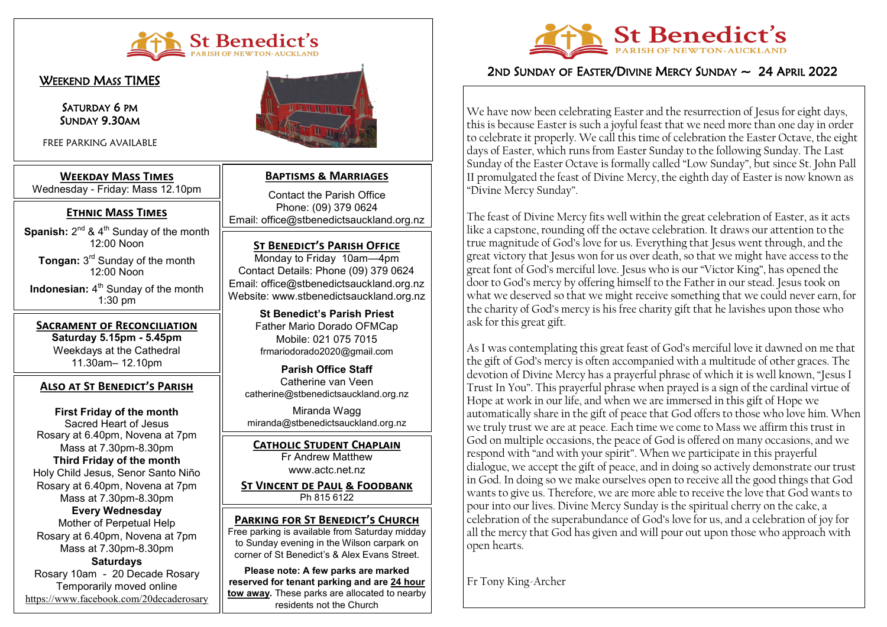# St Benedict's

PARISH OF NEWTON-AUCKLAND

## Weekend Mass TIMES

Saturday 6 pm
Sunday 9.30am

FREE PARKING AVAILABLE

## Weekday Mass Times

Wednesday - Friday: Mass 12.10pm

## Ethnic Mass Times

**Spanish:** 2nd & 4th Sunday of the month
12:00 Noon

**Tongan:** 3rd Sunday of the month
12:00 Noon

**Indonesian:** 4th Sunday of the month
1:30 pm

## Sacrament of Reconciliation

**Saturday 5.15pm - 5.45pm**
Weekdays at the Cathedral
11.30am– 12.10pm

## Also at St Benedict's Parish

**First Friday of the month**
Sacred Heart of Jesus
Rosary at 6.40pm, Novena at 7pm
Mass at 7.30pm-8.30pm

**Third Friday of the month**
Holy Child Jesus, Senor Santo Niño
Rosary at 6.40pm, Novena at 7pm
Mass at 7.30pm-8.30pm

**Every Wednesday**
Mother of Perpetual Help
Rosary at 6.40pm, Novena at 7pm
Mass at 7.30pm-8.30pm

**Saturdays**
Rosary 10am - 20 Decade Rosary
Temporarily moved online
https://www.facebook.com/20decaderosary

## Baptisms & Marriages

Contact the Parish Office
Phone: (09) 379 0624
Email: office@stbenedictsauckland.org.nz

## St Benedict's Parish Office

Monday to Friday 10am—4pm
Contact Details: Phone (09) 379 0624
Email: office@stbenedictsauckland.org.nz
Website: www.stbenedictsauckland.org.nz

**St Benedict's Parish Priest**
Father Mario Dorado OFMCap
Mobile: 021 075 7015
frmariodorado2020@gmail.com

**Parish Office Staff**
Catherine van Veen
catherine@stbenedictsauckland.org.nz

Miranda Wagg
miranda@stbenedictsauckland.org.nz

## Catholic Student Chaplain

Fr Andrew Matthew
www.actc.net.nz

## St Vincent de Paul & Foodbank

Ph 815 6122

## Parking for St Benedict's Church

Free parking is available from Saturday midday to Sunday evening in the Wilson carpark on corner of St Benedict's & Alex Evans Street.

**Please note: A few parks are marked reserved for tenant parking and are 24 hour tow away.** These parks are allocated to nearby residents not the Church

# St Benedict's

PARISH OF NEWTON-AUCKLAND

## 2nd Sunday of Easter/Divine Mercy Sunday ~ 24 April 2022

We have now been celebrating Easter and the resurrection of Jesus for eight days, this is because Easter is such a joyful feast that we need more than one day in order to celebrate it properly. We call this time of celebration the Easter Octave, the eight days of Easter, which runs from Easter Sunday to the following Sunday. The Last Sunday of the Easter Octave is formally called "Low Sunday", but since St. John Pall II promulgated the feast of Divine Mercy, the eighth day of Easter is now known as "Divine Mercy Sunday".

The feast of Divine Mercy fits well within the great celebration of Easter, as it acts like a capstone, rounding off the octave celebration. It draws our attention to the true magnitude of God's love for us. Everything that Jesus went through, and the great victory that Jesus won for us over death, so that we might have access to the great font of God's merciful love. Jesus who is our "Victor King", has opened the door to God's mercy by offering himself to the Father in our stead. Jesus took on what we deserved so that we might receive something that we could never earn, for the charity of God's mercy is his free charity gift that he lavishes upon those who ask for this great gift.

As I was contemplating this great feast of God's merciful love it dawned on me that the gift of God's mercy is often accompanied with a multitude of other graces. The devotion of Divine Mercy has a prayerful phrase of which it is well known, "Jesus I Trust In You". This prayerful phrase when prayed is a sign of the cardinal virtue of Hope at work in our life, and when we are immersed in this gift of Hope we automatically share in the gift of peace that God offers to those who love him. When we truly trust we are at peace. Each time we come to Mass we affirm this trust in God on multiple occasions, the peace of God is offered on many occasions, and we respond with "and with your spirit". When we participate in this prayerful dialogue, we accept the gift of peace, and in doing so actively demonstrate our trust in God. In doing so we make ourselves open to receive all the good things that God wants to give us. Therefore, we are more able to receive the love that God wants to pour into our lives. Divine Mercy Sunday is the spiritual cherry on the cake, a celebration of the superabundance of God's love for us, and a celebration of joy for all the mercy that God has given and will pour out upon those who approach with open hearts.

Fr Tony King-Archer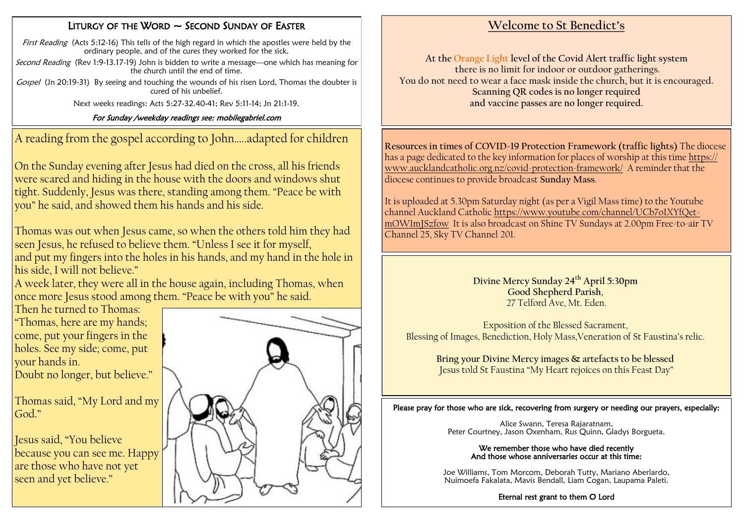## Liturgy of the Word ~ Second Sunday of Easter

*First Reading* (Acts 5:12-16) This tells of the high regard in which the apostles were held by the ordinary people, and of the cures they worked for the sick.

*Second Reading* (Rev 1:9-13.17-19) John is bidden to write a message—one which has meaning for the church until the end of time.

*Gospel* (Jn 20:19-31) By seeing and touching the wounds of his risen Lord, Thomas the doubter is cured of his unbelief.

Next weeks readings: Acts 5:27-32.40-41; Rev 5:11-14; Jn 21:1-19.

*For Sunday /weekday readings see: mobilegabriel.com*

## A reading from the gospel according to John.....adapted for children

On the Sunday evening after Jesus had died on the cross, all his friends were scared and hiding in the house with the doors and windows shut tight. Suddenly, Jesus was there, standing among them. "Peace be with you" he said, and showed them his hands and his side.

Thomas was out when Jesus came, so when the others told him they had seen Jesus, he refused to believe them. "Unless I see it for myself, and put my fingers into the holes in his hands, and my hand in the hole in his side, I will not believe."

A week later, they were all in the house again, including Thomas, when once more Jesus stood among them. "Peace be with you" he said.

Then he turned to Thomas:
"Thomas, here are my hands; come, put your fingers in the holes. See my side; come, put your hands in.
Doubt no longer, but believe."

Thomas said, "My Lord and my God."

Jesus said, "You believe because you can see me. Happy are those who have not yet seen and yet believe."

## Welcome to St Benedict's

**At the Orange Light level of the Covid Alert traffic light system there is no limit for indoor or outdoor gatherings.**
**You do not need to wear a face mask inside the church, but it is encouraged.**
**Scanning QR codes is no longer required and vaccine passes are no longer required.**

**Resources in times of COVID-19 Protection Framework (traffic lights)** The diocese has a page dedicated to the key information for places of worship at this time https://www.aucklandcatholic.org.nz/covid-protection-framework/ A reminder that the diocese continues to provide broadcast **Sunday Mass**.

It is uploaded at 5.30pm Saturday night (as per a Vigil Mass time) to the Youtube channel Auckland Catholic https://www.youtube.com/channel/UCb7o1XYfQet-mOW1mJSzfow It is also broadcast on Shine TV Sundays at 2.00pm Free-to-air TV Channel 25, Sky TV Channel 201.

**Divine Mercy Sunday 24th April 5:30pm**
**Good Shepherd Parish**,
27 Telford Ave, Mt. Eden.

Exposition of the Blessed Sacrament,
Blessing of Images, Benediction, Holy Mass,Veneration of St Faustina's relic.

**Bring your Divine Mercy images & artefacts to be blessed**
Jesus told St Faustina "My Heart rejoices on this Feast Day"

Please pray for those who are sick, recovering from surgery or needing our prayers, especially:

Alice Swann, Teresa Rajaratnam,
Peter Courtney, Jason Oxenham, Rus Quinn, Gladys Borgueta.

We remember those who have died recently
And those whose anniversaries occur at this time:

Joe Williams, Tom Morcom, Deborah Tutty, Mariano Aberlardo, Nuimoefa Fakalata, Mavis Bendall, Liam Cogan, Laupama Paleti.

Eternal rest grant to them O Lord